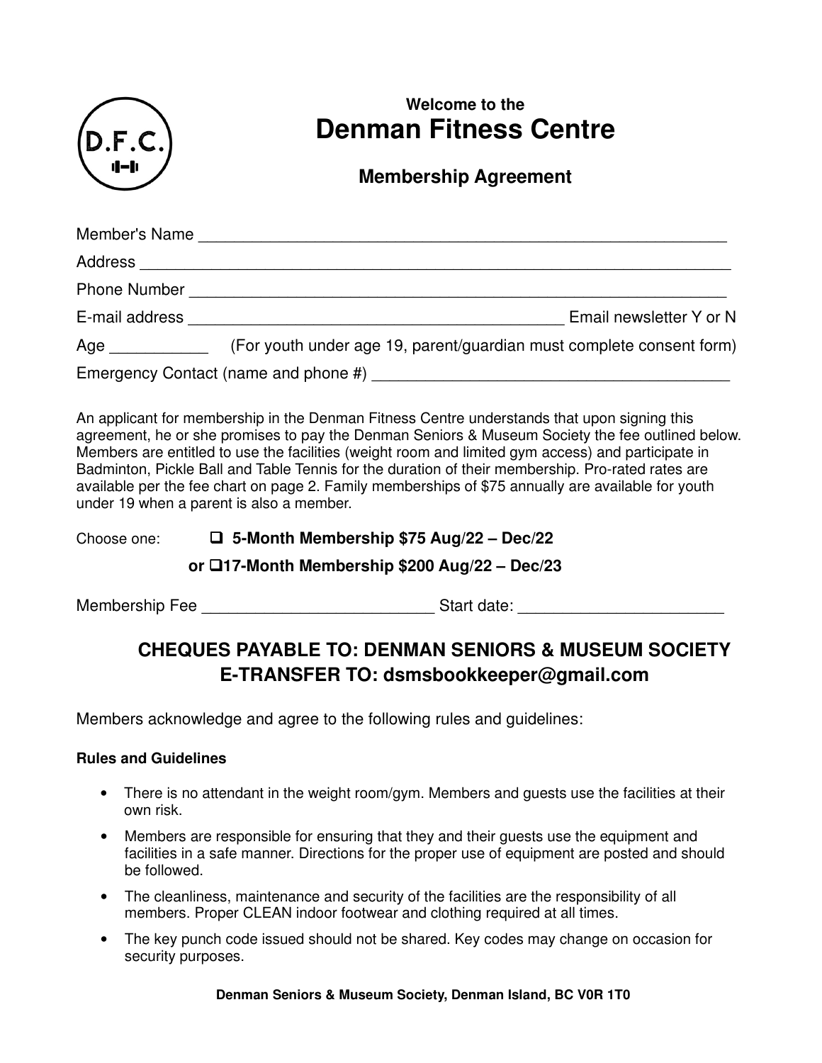Welcome to the

# Denman Fitness Centre

## Membership Agreement

Member's Name ______________________________________________________________

Address ___________________________________________________________________

Phone Number ______________________________________________________________

E-mail address ____________________________________________ Email newsletter Y or N

Age ___________ (For youth under age 19, parent/guardian must complete consent form)

Emergency Contact (name and phone #) ________________________________________

An applicant for membership in the Denman Fitness Centre understands that upon signing this agreement, he or she promises to pay the Denman Seniors & Museum Society the fee outlined below. Members are entitled to use the facilities (weight room and limited gym access) and participate in Badminton, Pickle Ball and Table Tennis for the duration of their membership. Pro-rated rates are available per the fee chart on page 2. Family memberships of $75 annually are available for youth under 19 when a parent is also a member.

Choose one: ❑ **5-Month Membership $75 Aug/22 – Dec/22**

**or ❑17-Month Membership $200 Aug/22 – Dec/23**

Membership Fee __________________________ Start date: _______________________

### CHEQUES PAYABLE TO: DENMAN SENIORS & MUSEUM SOCIETY
### E-TRANSFER TO: dsmsbookkeeper@gmail.com

Members acknowledge and agree to the following rules and guidelines:

**Rules and Guidelines**

- There is no attendant in the weight room/gym. Members and guests use the facilities at their own risk.
- Members are responsible for ensuring that they and their guests use the equipment and facilities in a safe manner. Directions for the proper use of equipment are posted and should be followed.
- The cleanliness, maintenance and security of the facilities are the responsibility of all members. Proper CLEAN indoor footwear and clothing required at all times.
- The key punch code issued should not be shared. Key codes may change on occasion for security purposes.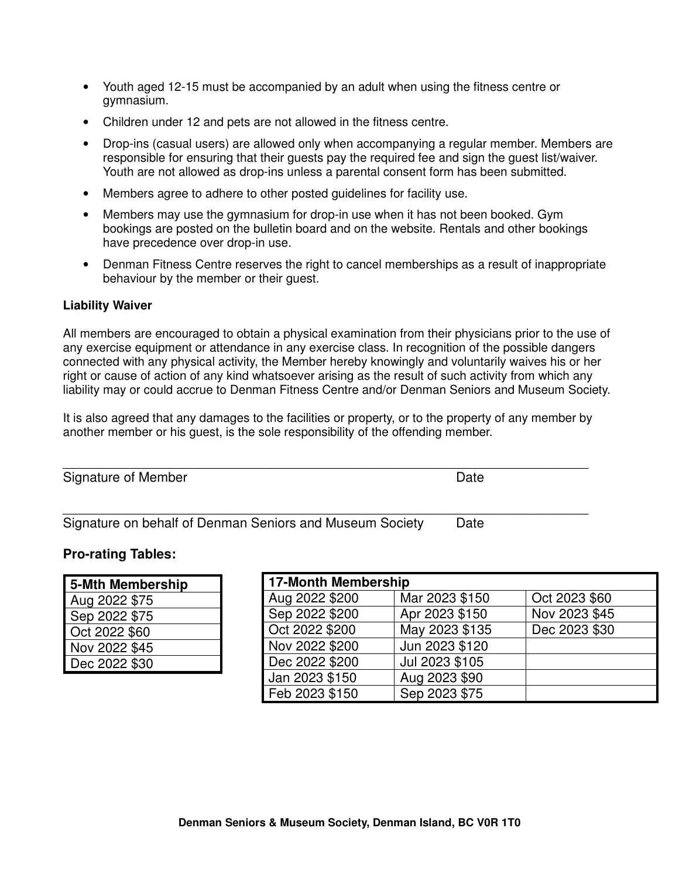- Youth aged 12-15 must be accompanied by an adult when using the fitness centre or gymnasium.
- Children under 12 and pets are not allowed in the fitness centre.
- Drop-ins (casual users) are allowed only when accompanying a regular member. Members are responsible for ensuring that their guests pay the required fee and sign the guest list/waiver. Youth are not allowed as drop-ins unless a parental consent form has been submitted.
- Members agree to adhere to other posted guidelines for facility use.
- Members may use the gymnasium for drop-in use when it has not been booked. Gym bookings are posted on the bulletin board and on the website. Rentals and other bookings have precedence over drop-in use.
- Denman Fitness Centre reserves the right to cancel memberships as a result of inappropriate behaviour by the member or their guest.

**Liability Waiver**

All members are encouraged to obtain a physical examination from their physicians prior to the use of any exercise equipment or attendance in any exercise class. In recognition of the possible dangers connected with any physical activity, the Member hereby knowingly and voluntarily waives his or her right or cause of action of any kind whatsoever arising as the result of such activity from which any liability may or could accrue to Denman Fitness Centre and/or Denman Seniors and Museum Society.

It is also agreed that any damages to the facilities or property, or to the property of any member by another member or his guest, is the sole responsibility of the offending member.

\_\_\_\_\_\_\_\_\_\_\_\_\_\_\_\_\_\_\_\_\_\_\_\_\_\_\_\_\_\_\_\_\_\_\_\_\_\_\_\_\_\_\_\_\_\_\_\_\_\_\_\_\_\_\_\_\_\_\_\_\_\_\_\_\_\_\_\_\_\_

Signature of Member Date

\_\_\_\_\_\_\_\_\_\_\_\_\_\_\_\_\_\_\_\_\_\_\_\_\_\_\_\_\_\_\_\_\_\_\_\_\_\_\_\_\_\_\_\_\_\_\_\_\_\_\_\_\_\_\_\_\_\_\_\_\_\_\_\_\_\_\_\_\_\_

Signature on behalf of Denman Seniors and Museum Society Date

### Pro-rating Tables:

| 5-Mth Membership |
|---|
| Aug 2022 $75 |
| Sep 2022 $75 |
| Oct 2022 $60 |
| Nov 2022 $45 |
| Dec 2022 $30 |

| 17-Month Membership | | |
|---|---|---|
| Aug 2022 $200 | Mar 2023 $150 | Oct 2023 $60 |
| Sep 2022 $200 | Apr 2023 $150 | Nov 2023 $45 |
| Oct 2022 $200 | May 2023 $135 | Dec 2023 $30 |
| Nov 2022 $200 | Jun 2023 $120 | |
| Dec 2022 $200 | Jul 2023 $105 | |
| Jan 2023 $150 | Aug 2023 $90 | |
| Feb 2023 $150 | Sep 2023 $75 | |

**Denman Seniors & Museum Society, Denman Island, BC V0R 1T0**